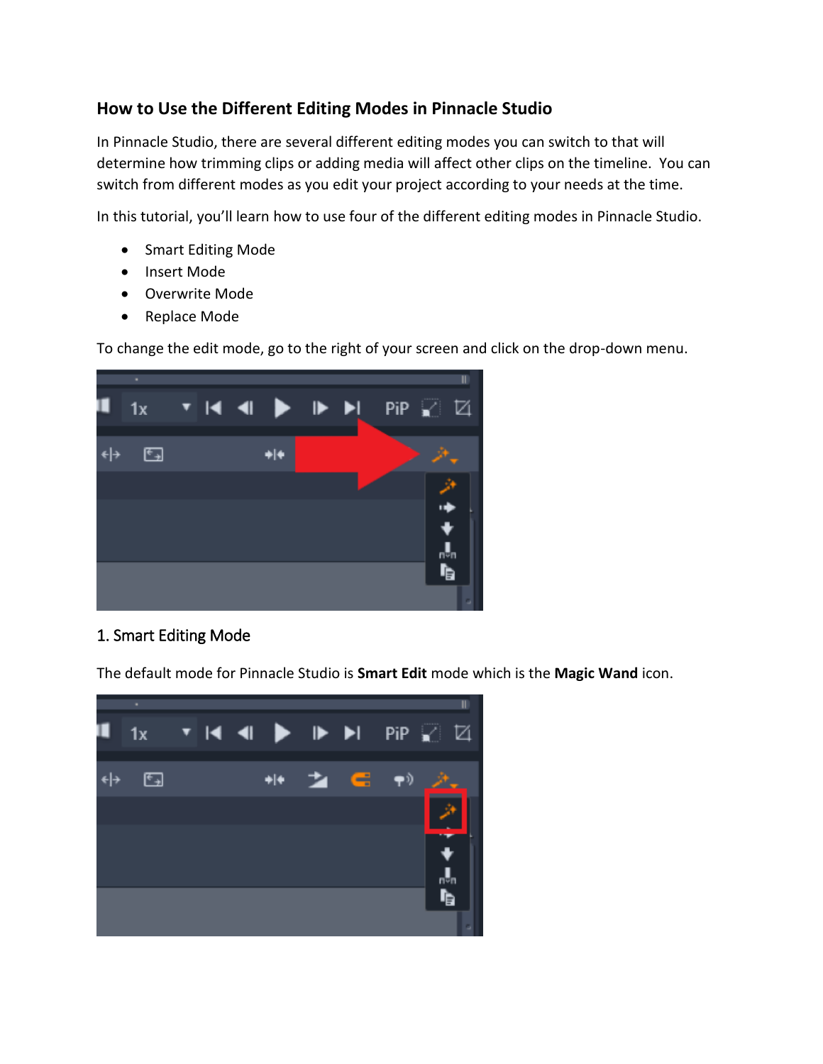## How to Use the Different Editing Modes in Pinnacle Studio

In Pinnacle Studio, there are several different editing modes you can switch to that will determine how trimming clips or adding media will affect other clips on the timeline. You can switch from different modes as you edit your project according to your needs at the time.

In this tutorial, you'll learn how to use four of the different editing modes in Pinnacle Studio.

- Smart Editing Mode
- Insert Mode
- Overwrite Mode
- Replace Mode

To change the edit mode, go to the right of your screen and click on the drop-down menu.

### 1. Smart Editing Mode

The default mode for Pinnacle Studio is **Smart Edit** mode which is the **Magic Wand** icon.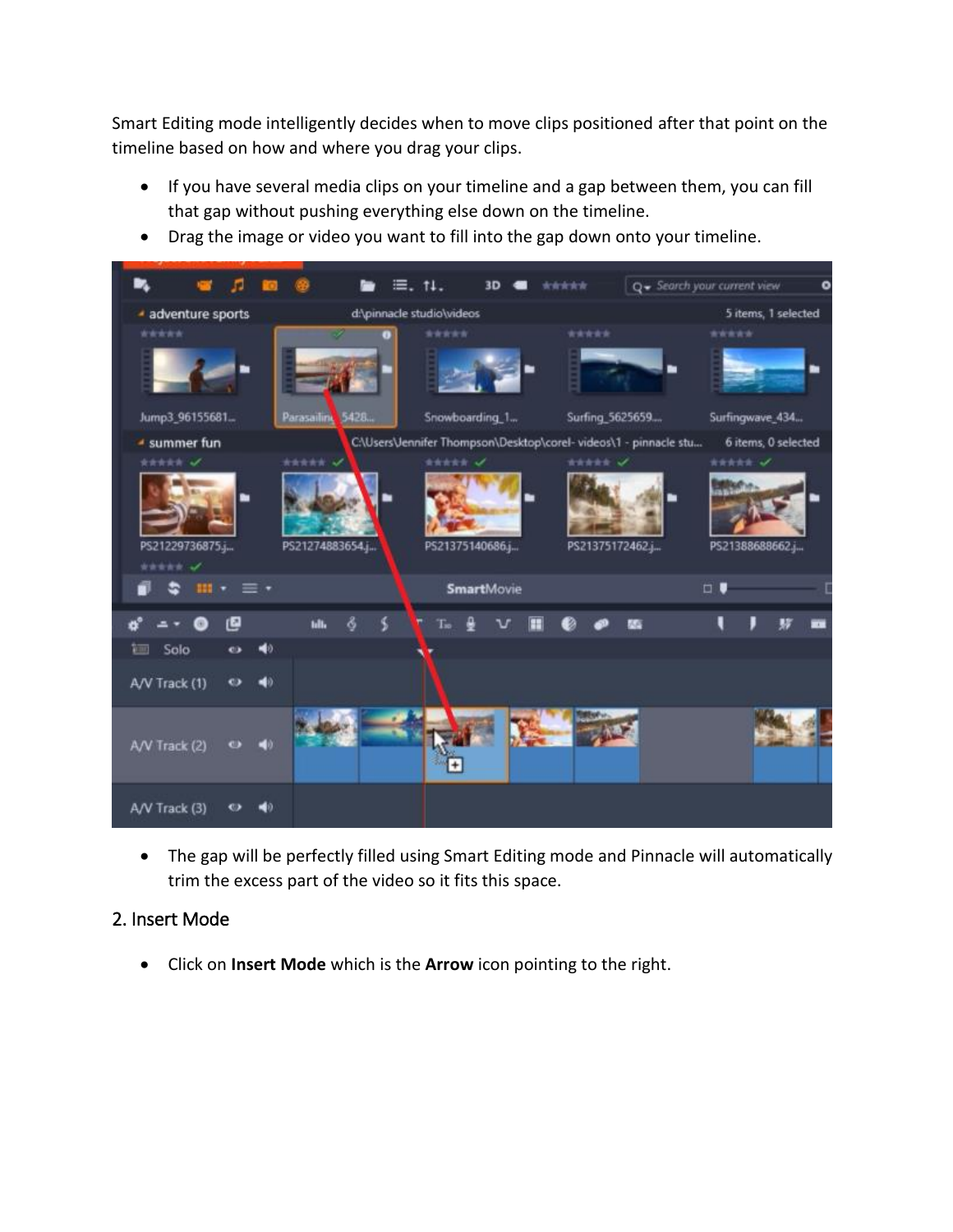Smart Editing mode intelligently decides when to move clips positioned after that point on the timeline based on how and where you drag your clips.

- If you have several media clips on your timeline and a gap between them, you can fill that gap without pushing everything else down on the timeline.
- Drag the image or video you want to fill into the gap down onto your timeline.

- The gap will be perfectly filled using Smart Editing mode and Pinnacle will automatically trim the excess part of the video so it fits this space.

## 2. Insert Mode

- Click on **Insert Mode** which is the **Arrow** icon pointing to the right.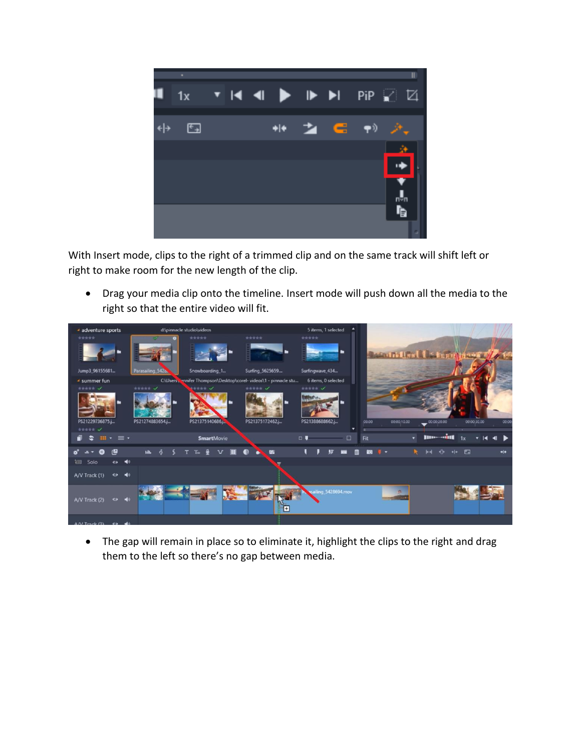With Insert mode, clips to the right of a trimmed clip and on the same track will shift left or right to make room for the new length of the clip.

- Drag your media clip onto the timeline. Insert mode will push down all the media to the right so that the entire video will fit.

- The gap will remain in place so to eliminate it, highlight the clips to the right and drag them to the left so there's no gap between media.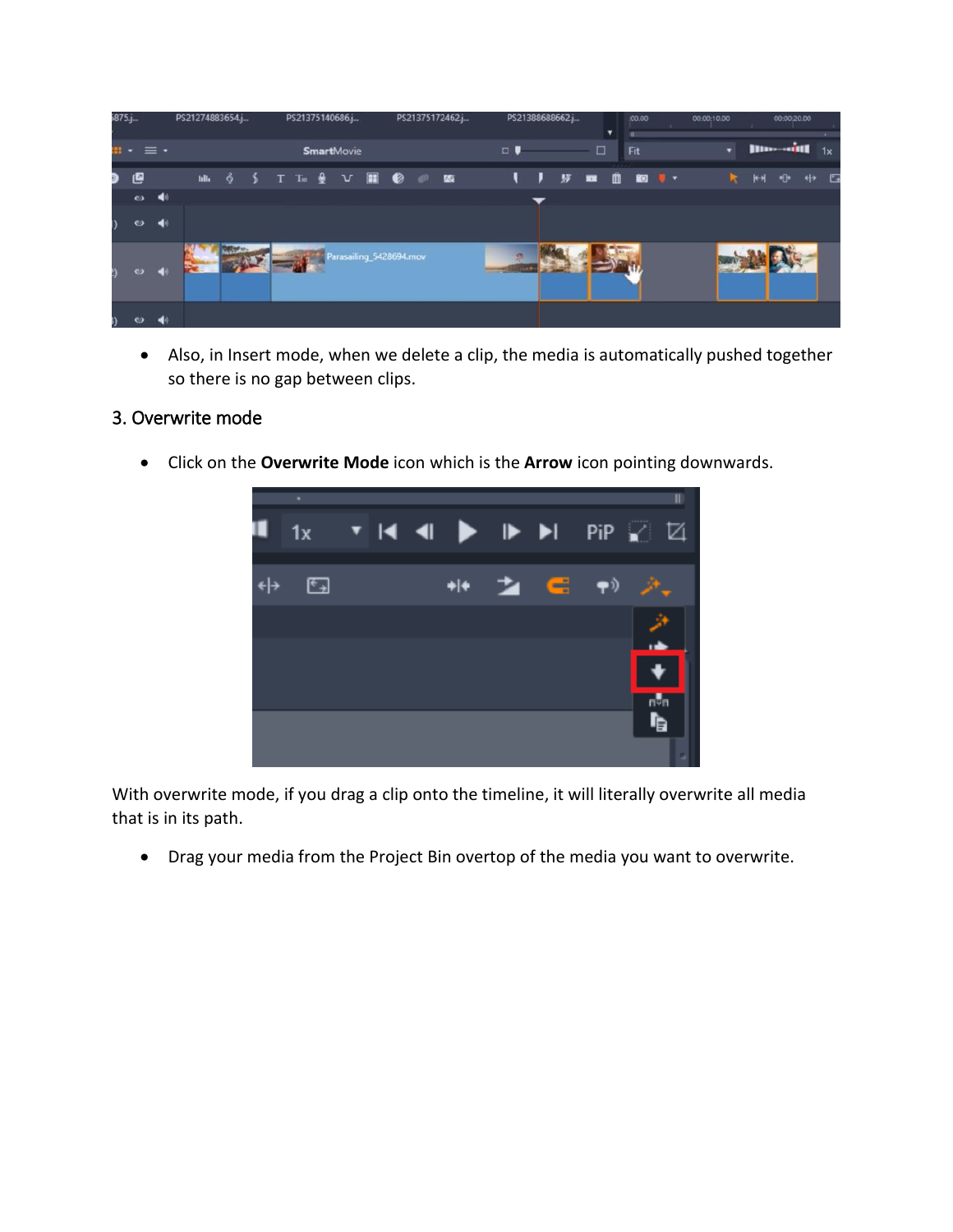- Also, in Insert mode, when we delete a clip, the media is automatically pushed together so there is no gap between clips.

### 3. Overwrite mode

- Click on the **Overwrite Mode** icon which is the **Arrow** icon pointing downwards.

With overwrite mode, if you drag a clip onto the timeline, it will literally overwrite all media that is in its path.

- Drag your media from the Project Bin overtop of the media you want to overwrite.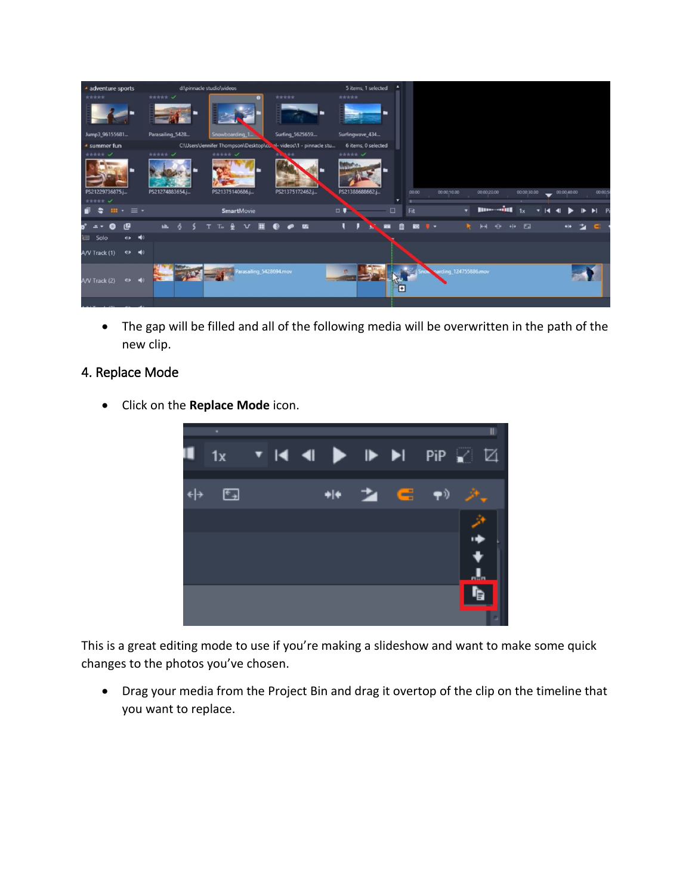- The gap will be filled and all of the following media will be overwritten in the path of the new clip.

## 4. Replace Mode

- Click on the **Replace Mode** icon.

This is a great editing mode to use if you're making a slideshow and want to make some quick changes to the photos you've chosen.

- Drag your media from the Project Bin and drag it overtop of the clip on the timeline that you want to replace.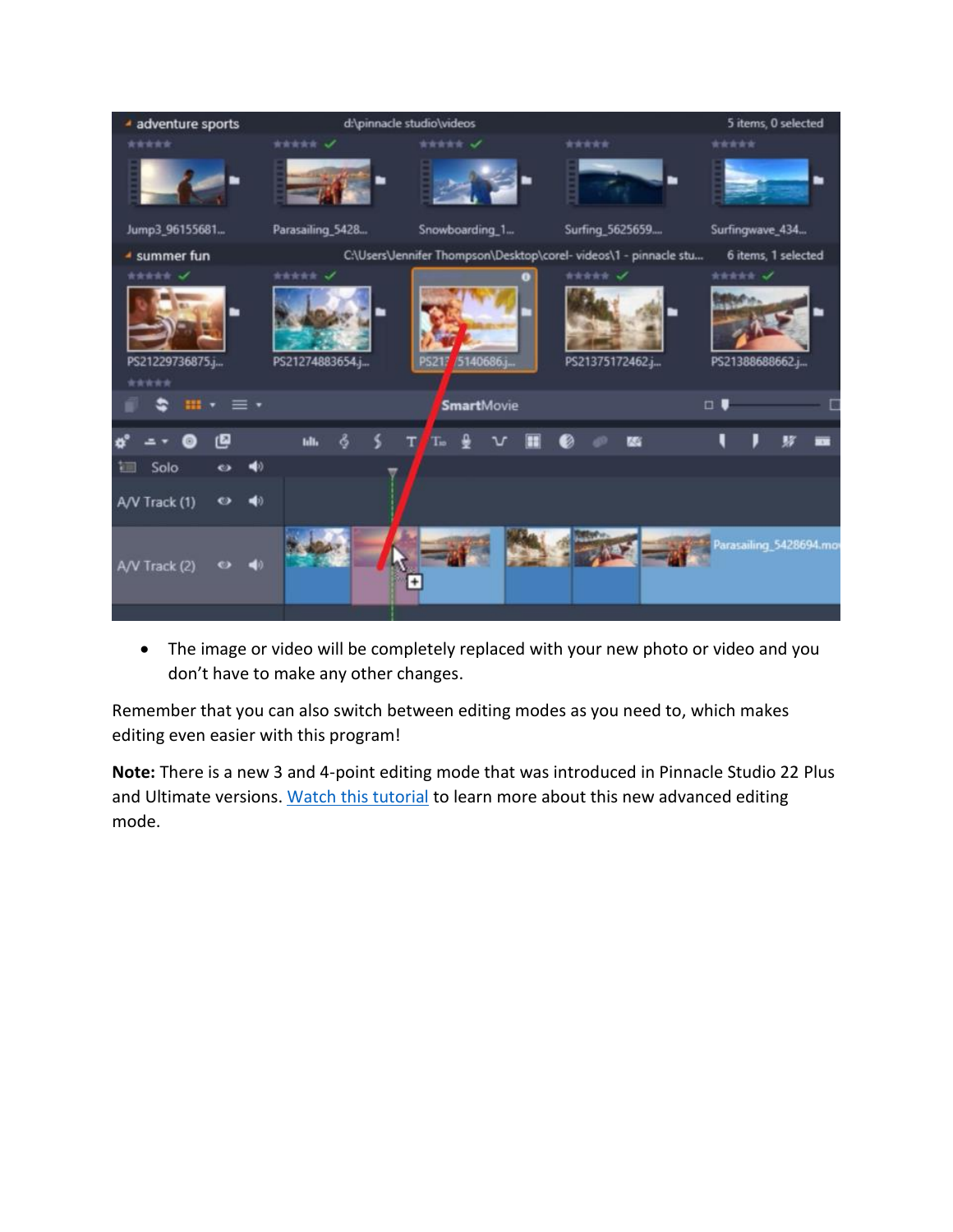- The image or video will be completely replaced with your new photo or video and you don't have to make any other changes.

Remember that you can also switch between editing modes as you need to, which makes editing even easier with this program!

**Note:** There is a new 3 and 4-point editing mode that was introduced in Pinnacle Studio 22 Plus and Ultimate versions. [Watch this tutorial]() to learn more about this new advanced editing mode.